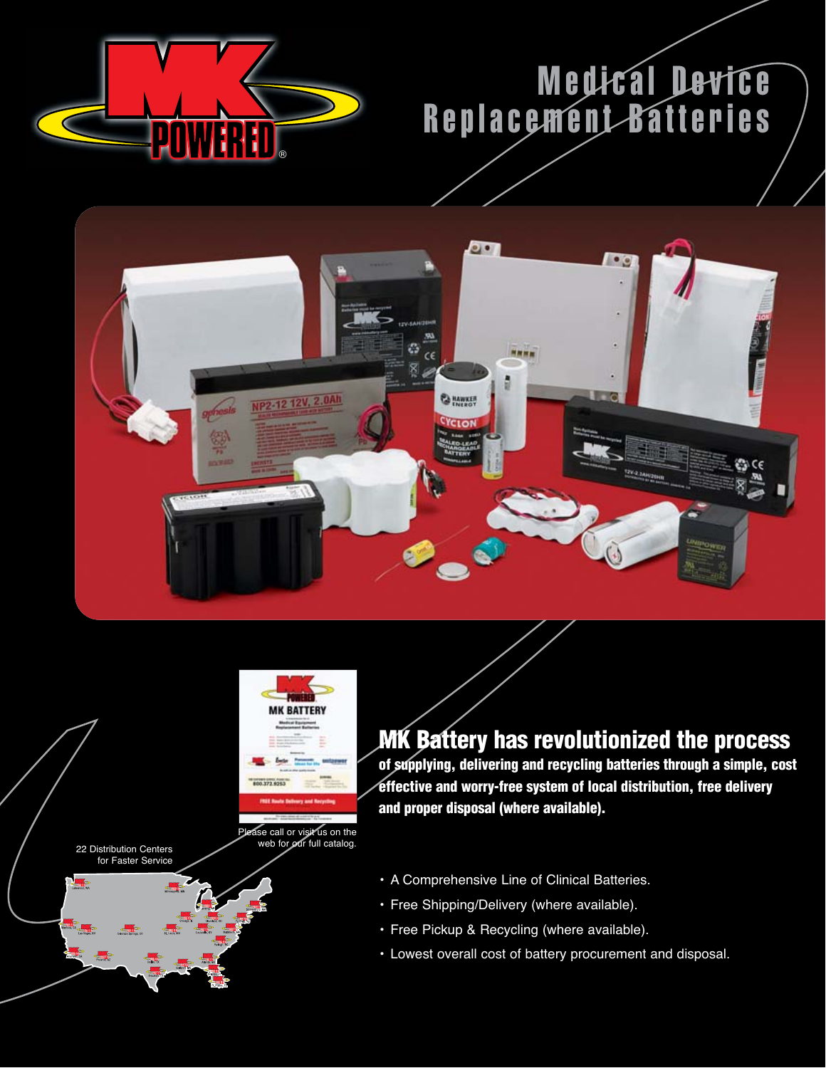# Medical Device Replacement Batteries

Please call or visit us on the web for our full catalog.

22 Distribution Centers for Faster Service

## MK Battery has revolutionized the process

**of supplying, delivering and recycling batteries through a simple, cost effective and worry-free system of local distribution, free delivery and proper disposal (where available).**

- A Comprehensive Line of Clinical Batteries.
- Free Shipping/Delivery (where available).
- Free Pickup & Recycling (where available).
- Lowest overall cost of battery procurement and disposal.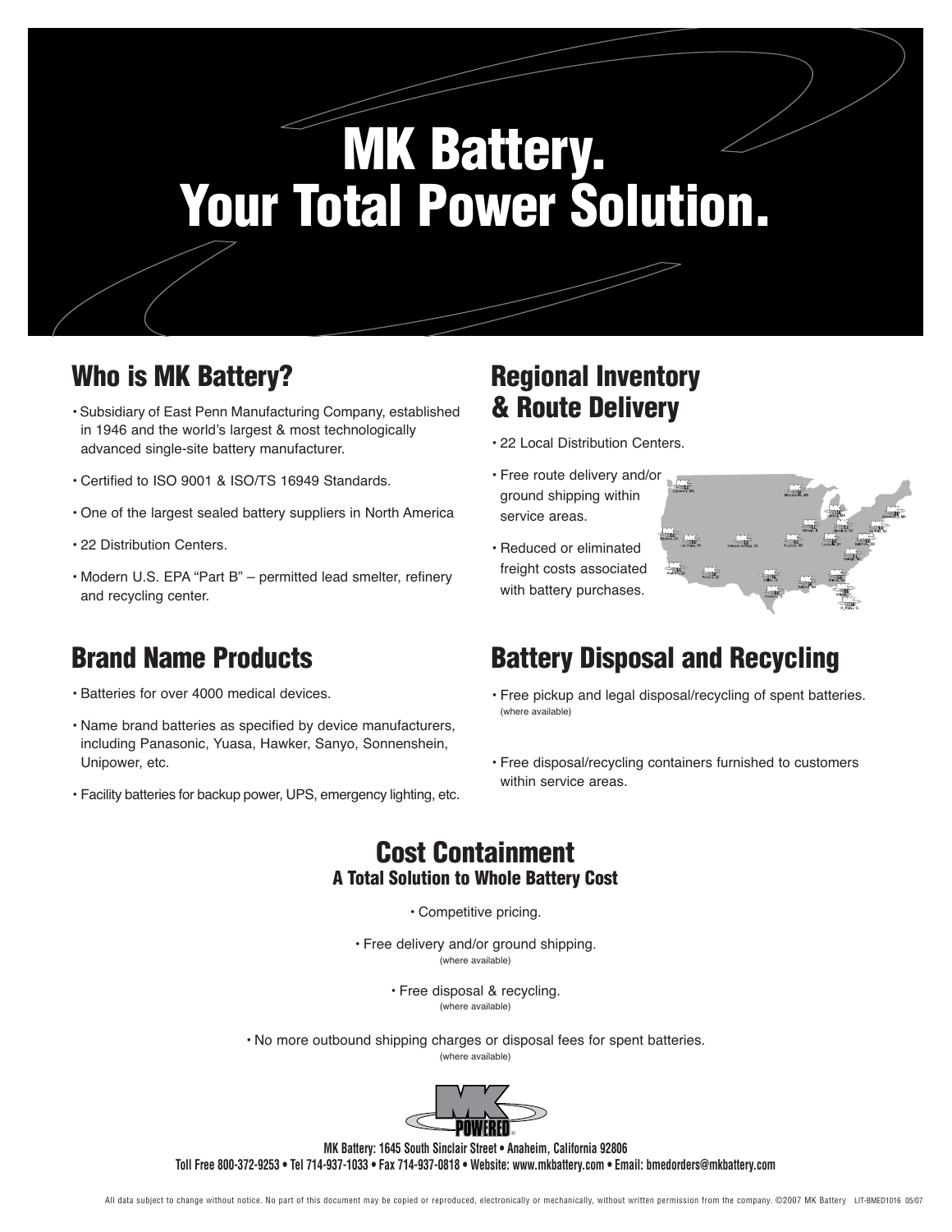# MK Battery. Your Total Power Solution.

## Who is MK Battery?

- Subsidiary of East Penn Manufacturing Company, established in 1946 and the world's largest & most technologically advanced single-site battery manufacturer.
- Certified to ISO 9001 & ISO/TS 16949 Standards.
- One of the largest sealed battery suppliers in North America
- 22 Distribution Centers.
- Modern U.S. EPA "Part B" – permitted lead smelter, refinery and recycling center.

## Regional Inventory & Route Delivery

- 22 Local Distribution Centers.
- Free route delivery and/or ground shipping within service areas.
- Reduced or eliminated freight costs associated with battery purchases.

## Brand Name Products

- Batteries for over 4000 medical devices.
- Name brand batteries as specified by device manufacturers, including Panasonic, Yuasa, Hawker, Sanyo, Sonnenshein, Unipower, etc.
- Facility batteries for backup power, UPS, emergency lighting, etc.

## Battery Disposal and Recycling

- Free pickup and legal disposal/recycling of spent batteries. (where available)
- Free disposal/recycling containers furnished to customers within service areas.

## Cost Containment

### A Total Solution to Whole Battery Cost

- Competitive pricing.
- Free delivery and/or ground shipping. (where available)
- Free disposal & recycling. (where available)
- No more outbound shipping charges or disposal fees for spent batteries. (where available)

MK POWERED

**MK Battery: 1645 South Sinclair Street • Anaheim, California 92806**
**Toll Free 800-372-9253 • Tel 714-937-1033 • Fax 714-937-0818 • Website: www.mkbattery.com • Email: bmedorders@mkbattery.com**

All data subject to change without notice. No part of this document may be copied or reproduced, electronically or mechanically, without written permission from the company. ©2007 MK Battery LIT-BMED1016 05/07